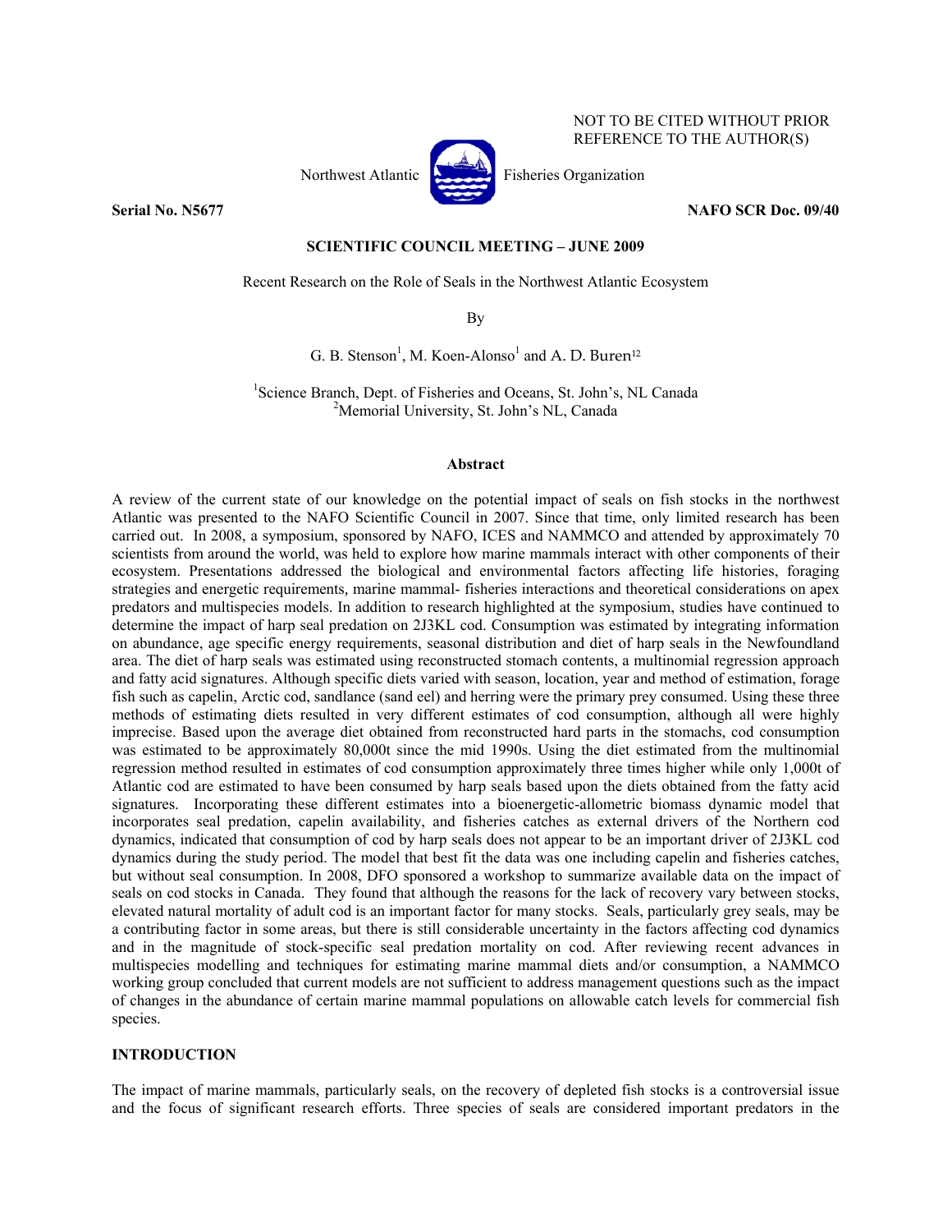NOT TO BE CITED WITHOUT PRIOR REFERENCE TO THE AUTHOR(S)

Northwest Atlantic Fisheries Organization

**Serial No. N5677** **NAFO SCR Doc. 09/40**

**SCIENTIFIC COUNCIL MEETING – JUNE 2009**

Recent Research on the Role of Seals in the Northwest Atlantic Ecosystem

By

G. B. Stenson[1], M. Koen-Alonso[1] and A. D. Buren[12]

[1]Science Branch, Dept. of Fisheries and Oceans, St. John's, NL Canada
[2]Memorial University, St. John's NL, Canada

## Abstract

A review of the current state of our knowledge on the potential impact of seals on fish stocks in the northwest Atlantic was presented to the NAFO Scientific Council in 2007. Since that time, only limited research has been carried out. In 2008, a symposium, sponsored by NAFO, ICES and NAMMCO and attended by approximately 70 scientists from around the world, was held to explore how marine mammals interact with other components of their ecosystem. Presentations addressed the biological and environmental factors affecting life histories, foraging strategies and energetic requirements, marine mammal- fisheries interactions and theoretical considerations on apex predators and multispecies models. In addition to research highlighted at the symposium, studies have continued to determine the impact of harp seal predation on 2J3KL cod. Consumption was estimated by integrating information on abundance, age specific energy requirements, seasonal distribution and diet of harp seals in the Newfoundland area. The diet of harp seals was estimated using reconstructed stomach contents, a multinomial regression approach and fatty acid signatures. Although specific diets varied with season, location, year and method of estimation, forage fish such as capelin, Arctic cod, sandlance (sand eel) and herring were the primary prey consumed. Using these three methods of estimating diets resulted in very different estimates of cod consumption, although all were highly imprecise. Based upon the average diet obtained from reconstructed hard parts in the stomachs, cod consumption was estimated to be approximately 80,000t since the mid 1990s. Using the diet estimated from the multinomial regression method resulted in estimates of cod consumption approximately three times higher while only 1,000t of Atlantic cod are estimated to have been consumed by harp seals based upon the diets obtained from the fatty acid signatures. Incorporating these different estimates into a bioenergetic-allometric biomass dynamic model that incorporates seal predation, capelin availability, and fisheries catches as external drivers of the Northern cod dynamics, indicated that consumption of cod by harp seals does not appear to be an important driver of 2J3KL cod dynamics during the study period. The model that best fit the data was one including capelin and fisheries catches, but without seal consumption. In 2008, DFO sponsored a workshop to summarize available data on the impact of seals on cod stocks in Canada. They found that although the reasons for the lack of recovery vary between stocks, elevated natural mortality of adult cod is an important factor for many stocks. Seals, particularly grey seals, may be a contributing factor in some areas, but there is still considerable uncertainty in the factors affecting cod dynamics and in the magnitude of stock-specific seal predation mortality on cod. After reviewing recent advances in multispecies modelling and techniques for estimating marine mammal diets and/or consumption, a NAMMCO working group concluded that current models are not sufficient to address management questions such as the impact of changes in the abundance of certain marine mammal populations on allowable catch levels for commercial fish species.

## INTRODUCTION

The impact of marine mammals, particularly seals, on the recovery of depleted fish stocks is a controversial issue and the focus of significant research efforts. Three species of seals are considered important predators in the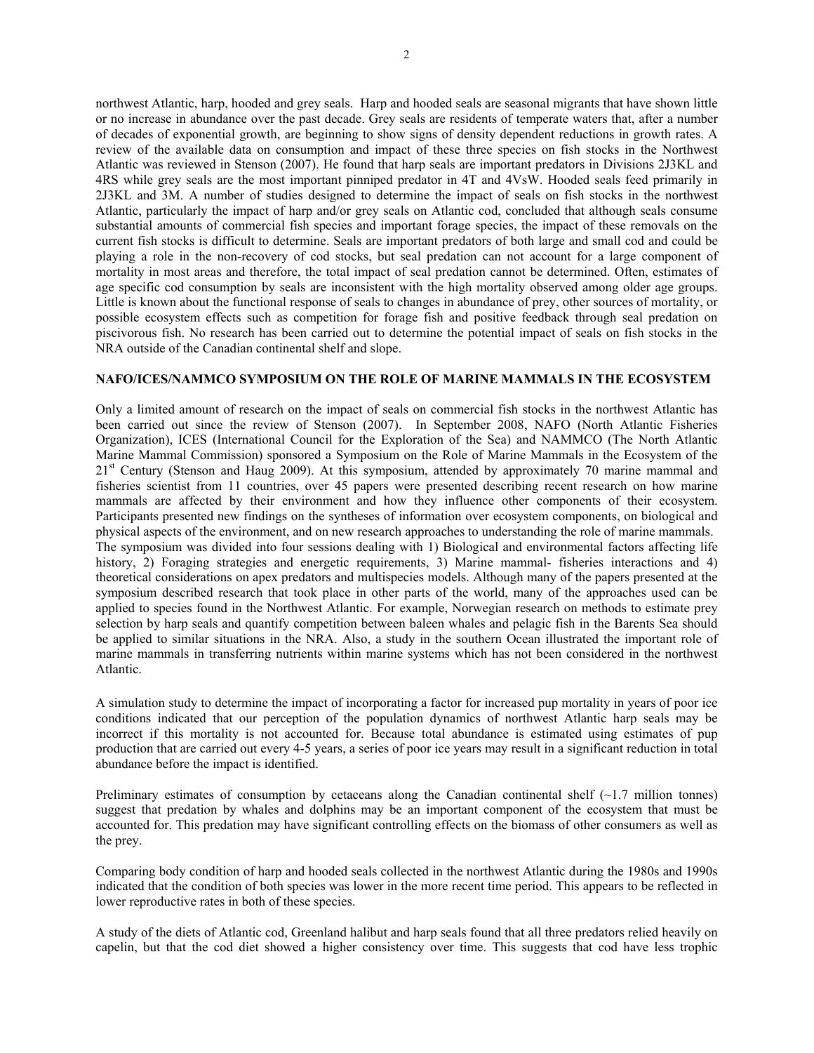northwest Atlantic, harp, hooded and grey seals. Harp and hooded seals are seasonal migrants that have shown little or no increase in abundance over the past decade. Grey seals are residents of temperate waters that, after a number of decades of exponential growth, are beginning to show signs of density dependent reductions in growth rates. A review of the available data on consumption and impact of these three species on fish stocks in the Northwest Atlantic was reviewed in Stenson (2007). He found that harp seals are important predators in Divisions 2J3KL and 4RS while grey seals are the most important pinniped predator in 4T and 4VsW. Hooded seals feed primarily in 2J3KL and 3M. A number of studies designed to determine the impact of seals on fish stocks in the northwest Atlantic, particularly the impact of harp and/or grey seals on Atlantic cod, concluded that although seals consume substantial amounts of commercial fish species and important forage species, the impact of these removals on the current fish stocks is difficult to determine. Seals are important predators of both large and small cod and could be playing a role in the non-recovery of cod stocks, but seal predation can not account for a large component of mortality in most areas and therefore, the total impact of seal predation cannot be determined. Often, estimates of age specific cod consumption by seals are inconsistent with the high mortality observed among older age groups. Little is known about the functional response of seals to changes in abundance of prey, other sources of mortality, or possible ecosystem effects such as competition for forage fish and positive feedback through seal predation on piscivorous fish. No research has been carried out to determine the potential impact of seals on fish stocks in the NRA outside of the Canadian continental shelf and slope.

## NAFO/ICES/NAMMCO SYMPOSIUM ON THE ROLE OF MARINE MAMMALS IN THE ECOSYSTEM

Only a limited amount of research on the impact of seals on commercial fish stocks in the northwest Atlantic has been carried out since the review of Stenson (2007). In September 2008, NAFO (North Atlantic Fisheries Organization), ICES (International Council for the Exploration of the Sea) and NAMMCO (The North Atlantic Marine Mammal Commission) sponsored a Symposium on the Role of Marine Mammals in the Ecosystem of the 21st Century (Stenson and Haug 2009). At this symposium, attended by approximately 70 marine mammal and fisheries scientist from 11 countries, over 45 papers were presented describing recent research on how marine mammals are affected by their environment and how they influence other components of their ecosystem. Participants presented new findings on the syntheses of information over ecosystem components, on biological and physical aspects of the environment, and on new research approaches to understanding the role of marine mammals. The symposium was divided into four sessions dealing with 1) Biological and environmental factors affecting life history, 2) Foraging strategies and energetic requirements, 3) Marine mammal- fisheries interactions and 4) theoretical considerations on apex predators and multispecies models. Although many of the papers presented at the symposium described research that took place in other parts of the world, many of the approaches used can be applied to species found in the Northwest Atlantic. For example, Norwegian research on methods to estimate prey selection by harp seals and quantify competition between baleen whales and pelagic fish in the Barents Sea should be applied to similar situations in the NRA. Also, a study in the southern Ocean illustrated the important role of marine mammals in transferring nutrients within marine systems which has not been considered in the northwest Atlantic.

A simulation study to determine the impact of incorporating a factor for increased pup mortality in years of poor ice conditions indicated that our perception of the population dynamics of northwest Atlantic harp seals may be incorrect if this mortality is not accounted for. Because total abundance is estimated using estimates of pup production that are carried out every 4-5 years, a series of poor ice years may result in a significant reduction in total abundance before the impact is identified.

Preliminary estimates of consumption by cetaceans along the Canadian continental shelf (~1.7 million tonnes) suggest that predation by whales and dolphins may be an important component of the ecosystem that must be accounted for. This predation may have significant controlling effects on the biomass of other consumers as well as the prey.

Comparing body condition of harp and hooded seals collected in the northwest Atlantic during the 1980s and 1990s indicated that the condition of both species was lower in the more recent time period. This appears to be reflected in lower reproductive rates in both of these species.

A study of the diets of Atlantic cod, Greenland halibut and harp seals found that all three predators relied heavily on capelin, but that the cod diet showed a higher consistency over time. This suggests that cod have less trophic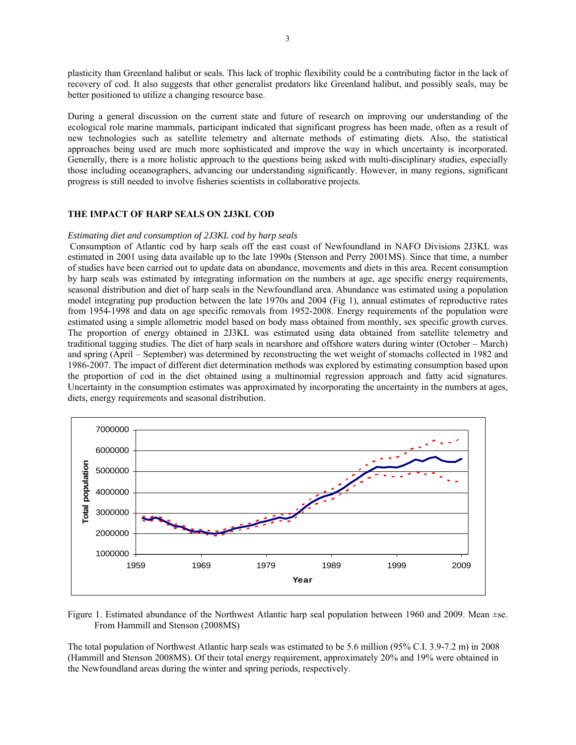plasticity than Greenland halibut or seals. This lack of trophic flexibility could be a contributing factor in the lack of recovery of cod. It also suggests that other generalist predators like Greenland halibut, and possibly seals, may be better positioned to utilize a changing resource base.

During a general discussion on the current state and future of research on improving our understanding of the ecological role marine mammals, participant indicated that significant progress has been made, often as a result of new technologies such as satellite telemetry and alternate methods of estimating diets. Also, the statistical approaches being used are much more sophisticated and improve the way in which uncertainty is incorporated. Generally, there is a more holistic approach to the questions being asked with multi-disciplinary studies, especially those including oceanographers, advancing our understanding significantly. However, in many regions, significant progress is still needed to involve fisheries scientists in collaborative projects.

## THE IMPACT OF HARP SEALS ON 2J3KL COD

*Estimating diet and consumption of 2J3KL cod by harp seals*

Consumption of Atlantic cod by harp seals off the east coast of Newfoundland in NAFO Divisions 2J3KL was estimated in 2001 using data available up to the late 1990s (Stenson and Perry 2001MS). Since that time, a number of studies have been carried out to update data on abundance, movements and diets in this area. Recent consumption by harp seals was estimated by integrating information on the numbers at age, age specific energy requirements, seasonal distribution and diet of harp seals in the Newfoundland area. Abundance was estimated using a population model integrating pup production between the late 1970s and 2004 (Fig 1), annual estimates of reproductive rates from 1954-1998 and data on age specific removals from 1952-2008. Energy requirements of the population were estimated using a simple allometric model based on body mass obtained from monthly, sex specific growth curves. The proportion of energy obtained in 2J3KL was estimated using data obtained from satellite telemetry and traditional tagging studies. The diet of harp seals in nearshore and offshore waters during winter (October – March) and spring (April – September) was determined by reconstructing the wet weight of stomachs collected in 1982 and 1986-2007. The impact of different diet determination methods was explored by estimating consumption based upon the proportion of cod in the diet obtained using a multinomial regression approach and fatty acid signatures. Uncertainty in the consumption estimates was approximated by incorporating the uncertainty in the numbers at ages, diets, energy requirements and seasonal distribution.

Figure 1. Estimated abundance of the Northwest Atlantic harp seal population between 1960 and 2009. Mean ±se. From Hammill and Stenson (2008MS)

The total population of Northwest Atlantic harp seals was estimated to be 5.6 million (95% C.I. 3.9-7.2 m) in 2008 (Hammill and Stenson 2008MS). Of their total energy requirement, approximately 20% and 19% were obtained in the Newfoundland areas during the winter and spring periods, respectively.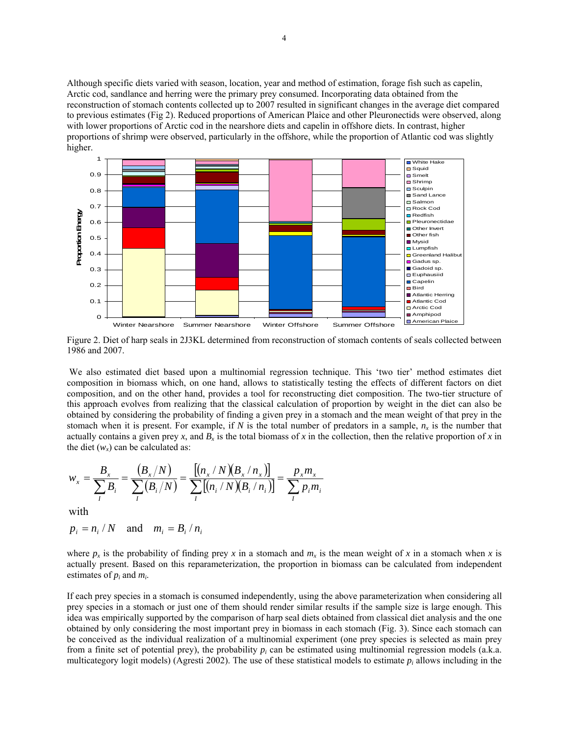Although specific diets varied with season, location, year and method of estimation, forage fish such as capelin, Arctic cod, sandlance and herring were the primary prey consumed. Incorporating data obtained from the reconstruction of stomach contents collected up to 2007 resulted in significant changes in the average diet compared to previous estimates (Fig 2). Reduced proportions of American Plaice and other Pleuronectids were observed, along with lower proportions of Arctic cod in the nearshore diets and capelin in offshore diets. In contrast, higher proportions of shrimp were observed, particularly in the offshore, while the proportion of Atlantic cod was slightly higher.

Figure 2. Diet of harp seals in 2J3KL determined from reconstruction of stomach contents of seals collected between 1986 and 2007.

We also estimated diet based upon a multinomial regression technique. This 'two tier' method estimates diet composition in biomass which, on one hand, allows to statistically testing the effects of different factors on diet composition, and on the other hand, provides a tool for reconstructing diet composition. The two-tier structure of this approach evolves from realizing that the classical calculation of proportion by weight in the diet can also be obtained by considering the probability of finding a given prey in a stomach and the mean weight of that prey in the stomach when it is present. For example, if $N$ is the total number of predators in a sample, $n_x$ is the number that actually contains a given prey $x$, and $B_x$ is the total biomass of $x$ in the collection, then the relative proportion of $x$ in the diet ($w_x$) can be calculated as:

$$w_x = \frac{B_x}{\sum_I B_i} = \frac{(B_x/N)}{\sum_I (B_i/N)} = \frac{[(n_x/N)(B_x/n_x)]}{\sum_I [(n_i/N)(B_i/n_i)]} = \frac{p_x m_x}{\sum_I p_i m_i}$$

with

$$p_i = n_i / N \quad \text{and} \quad m_i = B_i / n_i$$

where $p_x$ is the probability of finding prey $x$ in a stomach and $m_x$ is the mean weight of $x$ in a stomach when $x$ is actually present. Based on this reparameterization, the proportion in biomass can be calculated from independent estimates of $p_i$ and $m_i$.

If each prey species in a stomach is consumed independently, using the above parameterization when considering all prey species in a stomach or just one of them should render similar results if the sample size is large enough. This idea was empirically supported by the comparison of harp seal diets obtained from classical diet analysis and the one obtained by only considering the most important prey in biomass in each stomach (Fig. 3). Since each stomach can be conceived as the individual realization of a multinomial experiment (one prey species is selected as main prey from a finite set of potential prey), the probability $p_i$ can be estimated using multinomial regression models (a.k.a. multicategory logit models) (Agresti 2002). The use of these statistical models to estimate $p_i$ allows including in the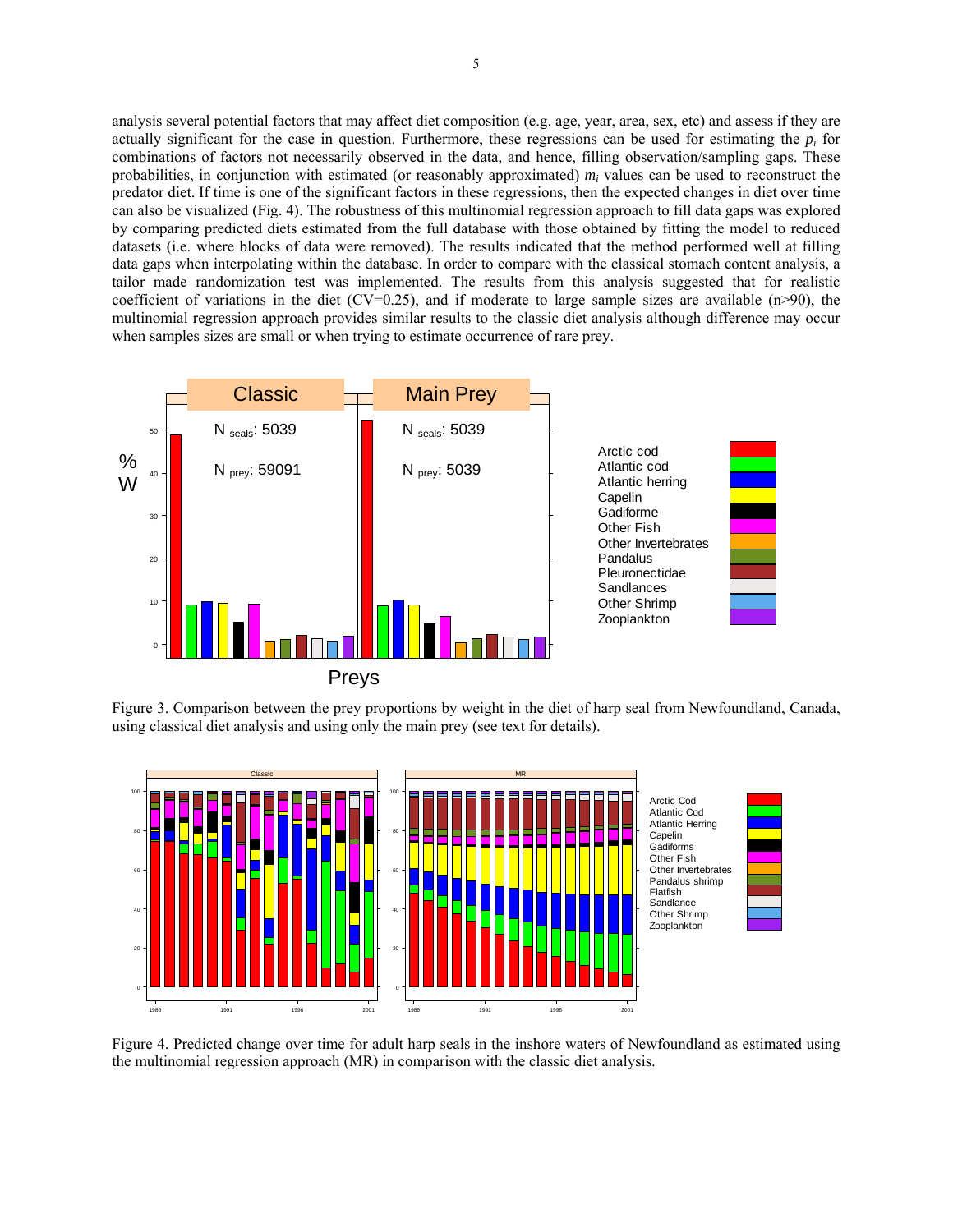analysis several potential factors that may affect diet composition (e.g. age, year, area, sex, etc) and assess if they are actually significant for the case in question. Furthermore, these regressions can be used for estimating the $p_i$ for combinations of factors not necessarily observed in the data, and hence, filling observation/sampling gaps. These probabilities, in conjunction with estimated (or reasonably approximated) $m_i$ values can be used to reconstruct the predator diet. If time is one of the significant factors in these regressions, then the expected changes in diet over time can also be visualized (Fig. 4). The robustness of this multinomial regression approach to fill data gaps was explored by comparing predicted diets estimated from the full database with those obtained by fitting the model to reduced datasets (i.e. where blocks of data were removed). The results indicated that the method performed well at filling data gaps when interpolating within the database. In order to compare with the classical stomach content analysis, a tailor made randomization test was implemented. The results from this analysis suggested that for realistic coefficient of variations in the diet (CV=0.25), and if moderate to large sample sizes are available (n>90), the multinomial regression approach provides similar results to the classic diet analysis although difference may occur when samples sizes are small or when trying to estimate occurrence of rare prey.

Figure 3. Comparison between the prey proportions by weight in the diet of harp seal from Newfoundland, Canada, using classical diet analysis and using only the main prey (see text for details).

Figure 4. Predicted change over time for adult harp seals in the inshore waters of Newfoundland as estimated using the multinomial regression approach (MR) in comparison with the classic diet analysis.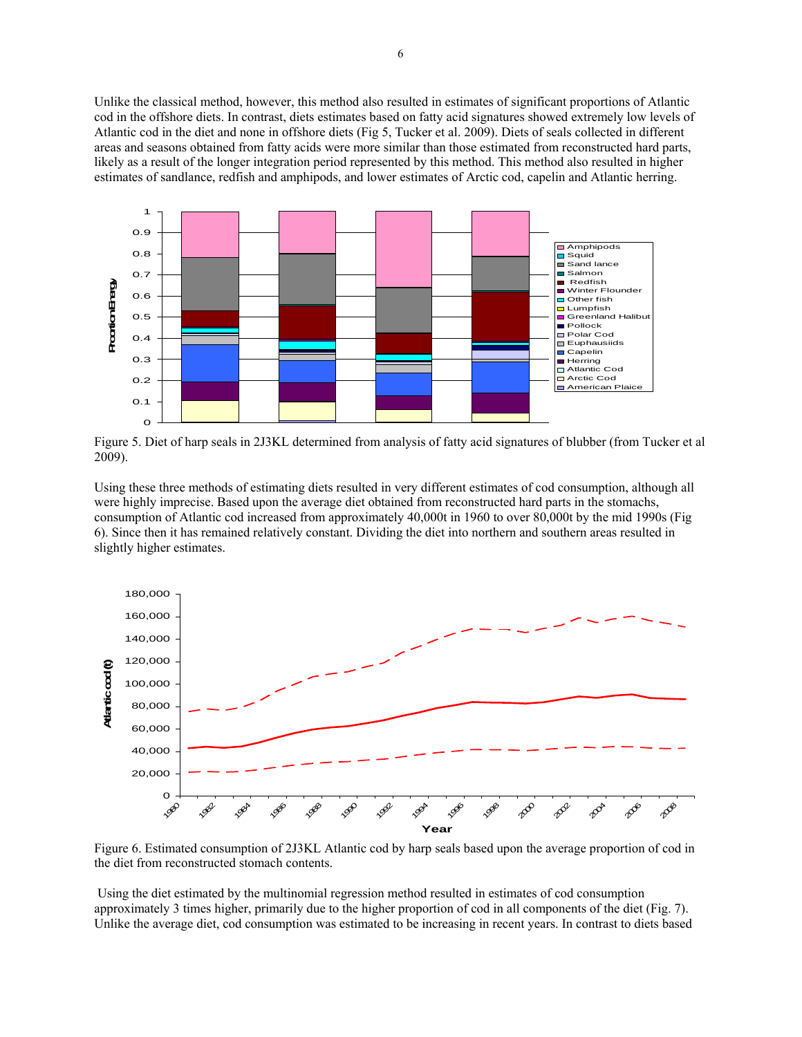Unlike the classical method, however, this method also resulted in estimates of significant proportions of Atlantic cod in the offshore diets. In contrast, diets estimates based on fatty acid signatures showed extremely low levels of Atlantic cod in the diet and none in offshore diets (Fig 5, Tucker et al. 2009). Diets of seals collected in different areas and seasons obtained from fatty acids were more similar than those estimated from reconstructed hard parts, likely as a result of the longer integration period represented by this method. This method also resulted in higher estimates of sandlance, redfish and amphipods, and lower estimates of Arctic cod, capelin and Atlantic herring.

Figure 5. Diet of harp seals in 2J3KL determined from analysis of fatty acid signatures of blubber (from Tucker et al 2009).

Using these three methods of estimating diets resulted in very different estimates of cod consumption, although all were highly imprecise. Based upon the average diet obtained from reconstructed hard parts in the stomachs, consumption of Atlantic cod increased from approximately 40,000t in 1960 to over 80,000t by the mid 1990s (Fig 6). Since then it has remained relatively constant. Dividing the diet into northern and southern areas resulted in slightly higher estimates.

Figure 6. Estimated consumption of 2J3KL Atlantic cod by harp seals based upon the average proportion of cod in the diet from reconstructed stomach contents.

Using the diet estimated by the multinomial regression method resulted in estimates of cod consumption approximately 3 times higher, primarily due to the higher proportion of cod in all components of the diet (Fig. 7). Unlike the average diet, cod consumption was estimated to be increasing in recent years. In contrast to diets based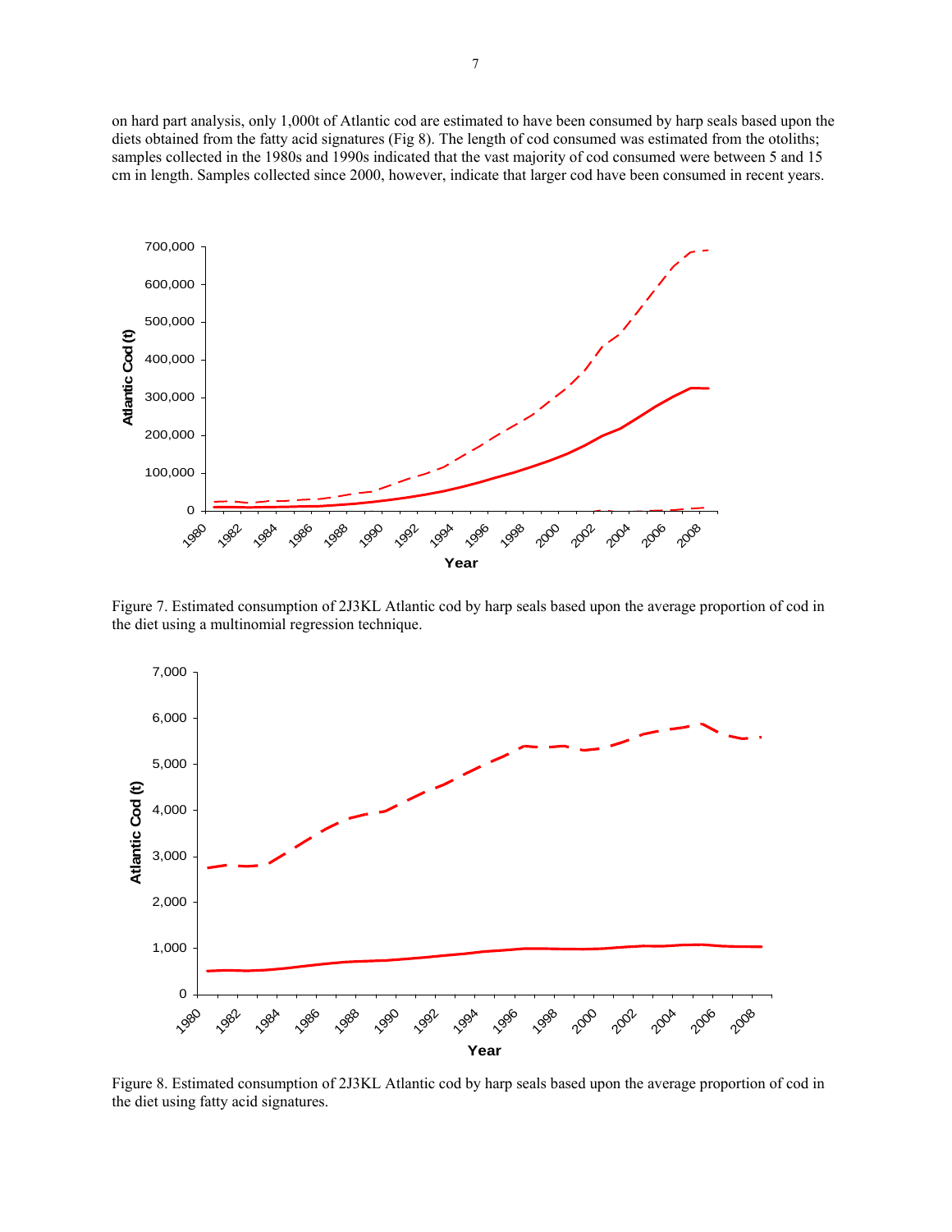on hard part analysis, only 1,000t of Atlantic cod are estimated to have been consumed by harp seals based upon the diets obtained from the fatty acid signatures (Fig 8). The length of cod consumed was estimated from the otoliths; samples collected in the 1980s and 1990s indicated that the vast majority of cod consumed were between 5 and 15 cm in length. Samples collected since 2000, however, indicate that larger cod have been consumed in recent years.

Figure 7. Estimated consumption of 2J3KL Atlantic cod by harp seals based upon the average proportion of cod in the diet using a multinomial regression technique.

Figure 8. Estimated consumption of 2J3KL Atlantic cod by harp seals based upon the average proportion of cod in the diet using fatty acid signatures.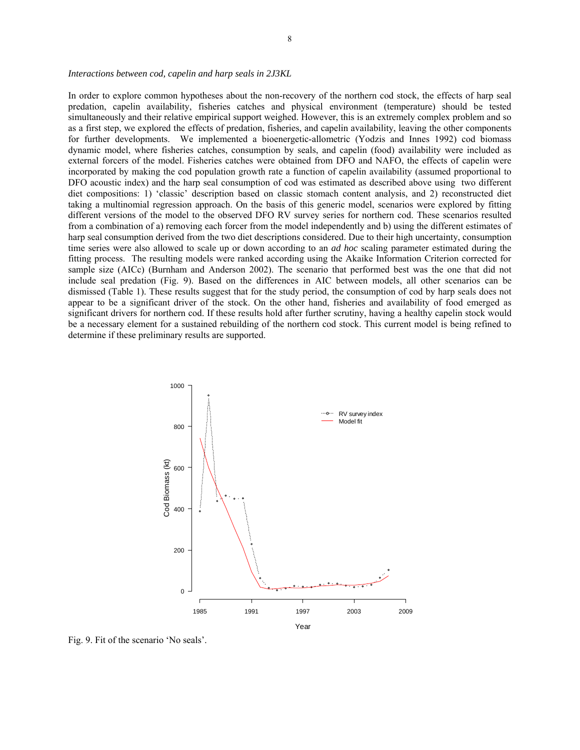*Interactions between cod, capelin and harp seals in 2J3KL*

In order to explore common hypotheses about the non-recovery of the northern cod stock, the effects of harp seal predation, capelin availability, fisheries catches and physical environment (temperature) should be tested simultaneously and their relative empirical support weighed. However, this is an extremely complex problem and so as a first step, we explored the effects of predation, fisheries, and capelin availability, leaving the other components for further developments. We implemented a bioenergetic-allometric (Yodzis and Innes 1992) cod biomass dynamic model, where fisheries catches, consumption by seals, and capelin (food) availability were included as external forcers of the model. Fisheries catches were obtained from DFO and NAFO, the effects of capelin were incorporated by making the cod population growth rate a function of capelin availability (assumed proportional to DFO acoustic index) and the harp seal consumption of cod was estimated as described above using two different diet compositions: 1) 'classic' description based on classic stomach content analysis, and 2) reconstructed diet taking a multinomial regression approach. On the basis of this generic model, scenarios were explored by fitting different versions of the model to the observed DFO RV survey series for northern cod. These scenarios resulted from a combination of a) removing each forcer from the model independently and b) using the different estimates of harp seal consumption derived from the two diet descriptions considered. Due to their high uncertainty, consumption time series were also allowed to scale up or down according to an *ad hoc* scaling parameter estimated during the fitting process. The resulting models were ranked according using the Akaike Information Criterion corrected for sample size (AICc) (Burnham and Anderson 2002). The scenario that performed best was the one that did not include seal predation (Fig. 9). Based on the differences in AIC between models, all other scenarios can be dismissed (Table 1). These results suggest that for the study period, the consumption of cod by harp seals does not appear to be a significant driver of the stock. On the other hand, fisheries and availability of food emerged as significant drivers for northern cod. If these results hold after further scrutiny, having a healthy capelin stock would be a necessary element for a sustained rebuilding of the northern cod stock. This current model is being refined to determine if these preliminary results are supported.

Fig. 9. Fit of the scenario 'No seals'.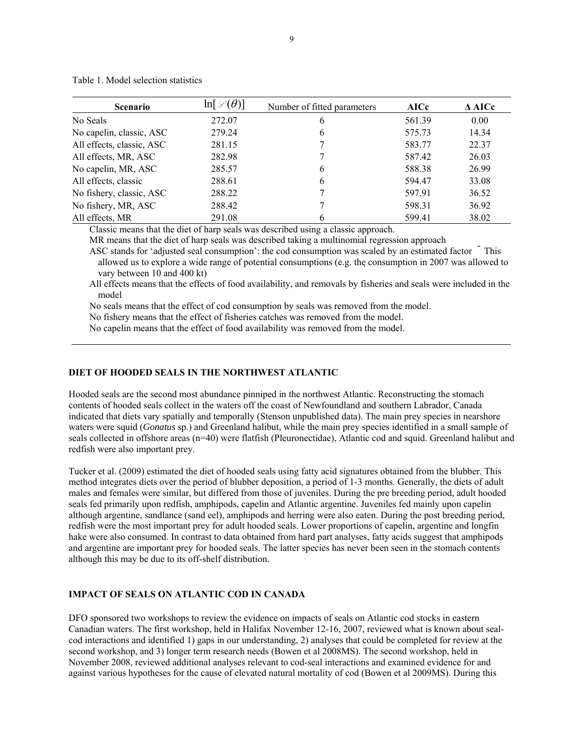Table 1. Model selection statistics

| Scenario | $\ln[\mathscr{L}(\theta)]$ | Number of fitted parameters | AICc | Δ AICc |
|---|---|---|---|---|
| No Seals | 272.07 | 6 | 561.39 | 0.00 |
| No capelin, classic, ASC | 279.24 | 6 | 575.73 | 14.34 |
| All effects, classic, ASC | 281.15 | 7 | 583.77 | 22.37 |
| All effects, MR, ASC | 282.98 | 7 | 587.42 | 26.03 |
| No capelin, MR, ASC | 285.57 | 6 | 588.38 | 26.99 |
| All effects, classic | 288.61 | 6 | 594.47 | 33.08 |
| No fishery, classic, ASC | 288.22 | 7 | 597.91 | 36.52 |
| No fishery, MR, ASC | 288.42 | 7 | 598.31 | 36.92 |
| All effects, MR | 291.08 | 6 | 599.41 | 38.02 |

Classic means that the diet of harp seals was described using a classic approach.

MR means that the diet of harp seals was described taking a multinomial regression approach

ASC stands for 'adjusted seal consumption': the cod consumption was scaled by an estimated factor ˜ This allowed us to explore a wide range of potential consumptions (e.g. the consumption in 2007 was allowed to vary between 10 and 400 kt)

All effects means that the effects of food availability, and removals by fisheries and seals were included in the model

No seals means that the effect of cod consumption by seals was removed from the model.

No fishery means that the effect of fisheries catches was removed from the model.

No capelin means that the effect of food availability was removed from the model.

## DIET OF HOODED SEALS IN THE NORTHWEST ATLANTIC

Hooded seals are the second most abundance pinniped in the northwest Atlantic. Reconstructing the stomach contents of hooded seals collect in the waters off the coast of Newfoundland and southern Labrador, Canada indicated that diets vary spatially and temporally (Stenson unpublished data). The main prey species in nearshore waters were squid (*Gonatus* sp.) and Greenland halibut, while the main prey species identified in a small sample of seals collected in offshore areas (n=40) were flatfish (Pleuronectidae), Atlantic cod and squid. Greenland halibut and redfish were also important prey.

Tucker et al. (2009) estimated the diet of hooded seals using fatty acid signatures obtained from the blubber. This method integrates diets over the period of blubber deposition, a period of 1-3 months. Generally, the diets of adult males and females were similar, but differed from those of juveniles. During the pre breeding period, adult hooded seals fed primarily upon redfish, amphipods, capelin and Atlantic argentine. Juveniles fed mainly upon capelin although argentine, sandlance (sand eel), amphipods and herring were also eaten. During the post breeding period, redfish were the most important prey for adult hooded seals. Lower proportions of capelin, argentine and longfin hake were also consumed. In contrast to data obtained from hard part analyses, fatty acids suggest that amphipods and argentine are important prey for hooded seals. The latter species has never been seen in the stomach contents although this may be due to its off-shelf distribution.

## IMPACT OF SEALS ON ATLANTIC COD IN CANADA

DFO sponsored two workshops to review the evidence on impacts of seals on Atlantic cod stocks in eastern Canadian waters. The first workshop, held in Halifax November 12-16, 2007, reviewed what is known about seal-cod interactions and identified 1) gaps in our understanding, 2) analyses that could be completed for review at the second workshop, and 3) longer term research needs (Bowen et al 2008MS). The second workshop, held in November 2008, reviewed additional analyses relevant to cod-seal interactions and examined evidence for and against various hypotheses for the cause of elevated natural mortality of cod (Bowen et al 2009MS). During this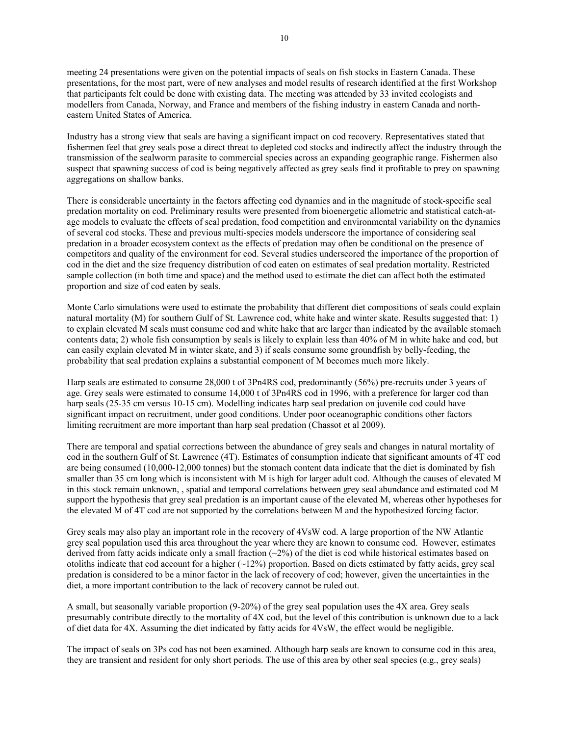meeting 24 presentations were given on the potential impacts of seals on fish stocks in Eastern Canada. These presentations, for the most part, were of new analyses and model results of research identified at the first Workshop that participants felt could be done with existing data. The meeting was attended by 33 invited ecologists and modellers from Canada, Norway, and France and members of the fishing industry in eastern Canada and north-eastern United States of America.

Industry has a strong view that seals are having a significant impact on cod recovery. Representatives stated that fishermen feel that grey seals pose a direct threat to depleted cod stocks and indirectly affect the industry through the transmission of the sealworm parasite to commercial species across an expanding geographic range. Fishermen also suspect that spawning success of cod is being negatively affected as grey seals find it profitable to prey on spawning aggregations on shallow banks.

There is considerable uncertainty in the factors affecting cod dynamics and in the magnitude of stock-specific seal predation mortality on cod. Preliminary results were presented from bioenergetic allometric and statistical catch-at-age models to evaluate the effects of seal predation, food competition and environmental variability on the dynamics of several cod stocks. These and previous multi-species models underscore the importance of considering seal predation in a broader ecosystem context as the effects of predation may often be conditional on the presence of competitors and quality of the environment for cod. Several studies underscored the importance of the proportion of cod in the diet and the size frequency distribution of cod eaten on estimates of seal predation mortality. Restricted sample collection (in both time and space) and the method used to estimate the diet can affect both the estimated proportion and size of cod eaten by seals.

Monte Carlo simulations were used to estimate the probability that different diet compositions of seals could explain natural mortality (M) for southern Gulf of St. Lawrence cod, white hake and winter skate. Results suggested that: 1) to explain elevated M seals must consume cod and white hake that are larger than indicated by the available stomach contents data; 2) whole fish consumption by seals is likely to explain less than 40% of M in white hake and cod, but can easily explain elevated M in winter skate, and 3) if seals consume some groundfish by belly-feeding, the probability that seal predation explains a substantial component of M becomes much more likely.

Harp seals are estimated to consume 28,000 t of 3Pn4RS cod, predominantly (56%) pre-recruits under 3 years of age. Grey seals were estimated to consume 14,000 t of 3Pn4RS cod in 1996, with a preference for larger cod than harp seals (25-35 cm versus 10-15 cm). Modelling indicates harp seal predation on juvenile cod could have significant impact on recruitment, under good conditions. Under poor oceanographic conditions other factors limiting recruitment are more important than harp seal predation (Chassot et al 2009).

There are temporal and spatial corrections between the abundance of grey seals and changes in natural mortality of cod in the southern Gulf of St. Lawrence (4T). Estimates of consumption indicate that significant amounts of 4T cod are being consumed (10,000-12,000 tonnes) but the stomach content data indicate that the diet is dominated by fish smaller than 35 cm long which is inconsistent with M is high for larger adult cod. Although the causes of elevated M in this stock remain unknown, , spatial and temporal correlations between grey seal abundance and estimated cod M support the hypothesis that grey seal predation is an important cause of the elevated M, whereas other hypotheses for the elevated M of 4T cod are not supported by the correlations between M and the hypothesized forcing factor.

Grey seals may also play an important role in the recovery of 4VsW cod. A large proportion of the NW Atlantic grey seal population used this area throughout the year where they are known to consume cod. However, estimates derived from fatty acids indicate only a small fraction (~2%) of the diet is cod while historical estimates based on otoliths indicate that cod account for a higher (~12%) proportion. Based on diets estimated by fatty acids, grey seal predation is considered to be a minor factor in the lack of recovery of cod; however, given the uncertainties in the diet, a more important contribution to the lack of recovery cannot be ruled out.

A small, but seasonally variable proportion (9-20%) of the grey seal population uses the 4X area. Grey seals presumably contribute directly to the mortality of 4X cod, but the level of this contribution is unknown due to a lack of diet data for 4X. Assuming the diet indicated by fatty acids for 4VsW, the effect would be negligible.

The impact of seals on 3Ps cod has not been examined. Although harp seals are known to consume cod in this area, they are transient and resident for only short periods. The use of this area by other seal species (e.g., grey seals)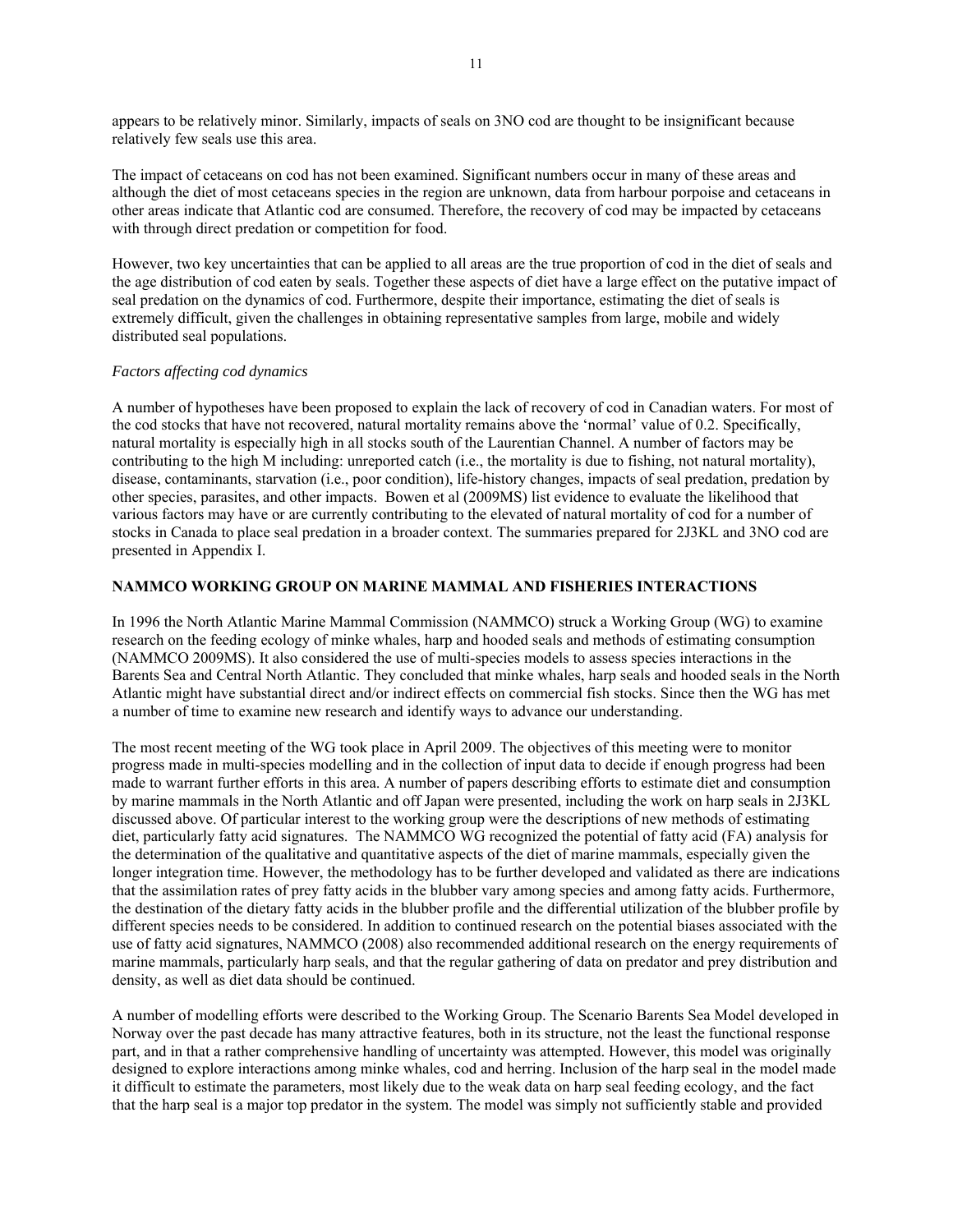appears to be relatively minor. Similarly, impacts of seals on 3NO cod are thought to be insignificant because relatively few seals use this area.

The impact of cetaceans on cod has not been examined. Significant numbers occur in many of these areas and although the diet of most cetaceans species in the region are unknown, data from harbour porpoise and cetaceans in other areas indicate that Atlantic cod are consumed. Therefore, the recovery of cod may be impacted by cetaceans with through direct predation or competition for food.

However, two key uncertainties that can be applied to all areas are the true proportion of cod in the diet of seals and the age distribution of cod eaten by seals. Together these aspects of diet have a large effect on the putative impact of seal predation on the dynamics of cod. Furthermore, despite their importance, estimating the diet of seals is extremely difficult, given the challenges in obtaining representative samples from large, mobile and widely distributed seal populations.

*Factors affecting cod dynamics*

A number of hypotheses have been proposed to explain the lack of recovery of cod in Canadian waters. For most of the cod stocks that have not recovered, natural mortality remains above the 'normal' value of 0.2. Specifically, natural mortality is especially high in all stocks south of the Laurentian Channel. A number of factors may be contributing to the high M including: unreported catch (i.e., the mortality is due to fishing, not natural mortality), disease, contaminants, starvation (i.e., poor condition), life-history changes, impacts of seal predation, predation by other species, parasites, and other impacts. Bowen et al (2009MS) list evidence to evaluate the likelihood that various factors may have or are currently contributing to the elevated of natural mortality of cod for a number of stocks in Canada to place seal predation in a broader context. The summaries prepared for 2J3KL and 3NO cod are presented in Appendix I.

## NAMMCO WORKING GROUP ON MARINE MAMMAL AND FISHERIES INTERACTIONS

In 1996 the North Atlantic Marine Mammal Commission (NAMMCO) struck a Working Group (WG) to examine research on the feeding ecology of minke whales, harp and hooded seals and methods of estimating consumption (NAMMCO 2009MS). It also considered the use of multi-species models to assess species interactions in the Barents Sea and Central North Atlantic. They concluded that minke whales, harp seals and hooded seals in the North Atlantic might have substantial direct and/or indirect effects on commercial fish stocks. Since then the WG has met a number of time to examine new research and identify ways to advance our understanding.

The most recent meeting of the WG took place in April 2009. The objectives of this meeting were to monitor progress made in multi-species modelling and in the collection of input data to decide if enough progress had been made to warrant further efforts in this area. A number of papers describing efforts to estimate diet and consumption by marine mammals in the North Atlantic and off Japan were presented, including the work on harp seals in 2J3KL discussed above. Of particular interest to the working group were the descriptions of new methods of estimating diet, particularly fatty acid signatures. The NAMMCO WG recognized the potential of fatty acid (FA) analysis for the determination of the qualitative and quantitative aspects of the diet of marine mammals, especially given the longer integration time. However, the methodology has to be further developed and validated as there are indications that the assimilation rates of prey fatty acids in the blubber vary among species and among fatty acids. Furthermore, the destination of the dietary fatty acids in the blubber profile and the differential utilization of the blubber profile by different species needs to be considered. In addition to continued research on the potential biases associated with the use of fatty acid signatures, NAMMCO (2008) also recommended additional research on the energy requirements of marine mammals, particularly harp seals, and that the regular gathering of data on predator and prey distribution and density, as well as diet data should be continued.

A number of modelling efforts were described to the Working Group. The Scenario Barents Sea Model developed in Norway over the past decade has many attractive features, both in its structure, not the least the functional response part, and in that a rather comprehensive handling of uncertainty was attempted. However, this model was originally designed to explore interactions among minke whales, cod and herring. Inclusion of the harp seal in the model made it difficult to estimate the parameters, most likely due to the weak data on harp seal feeding ecology, and the fact that the harp seal is a major top predator in the system. The model was simply not sufficiently stable and provided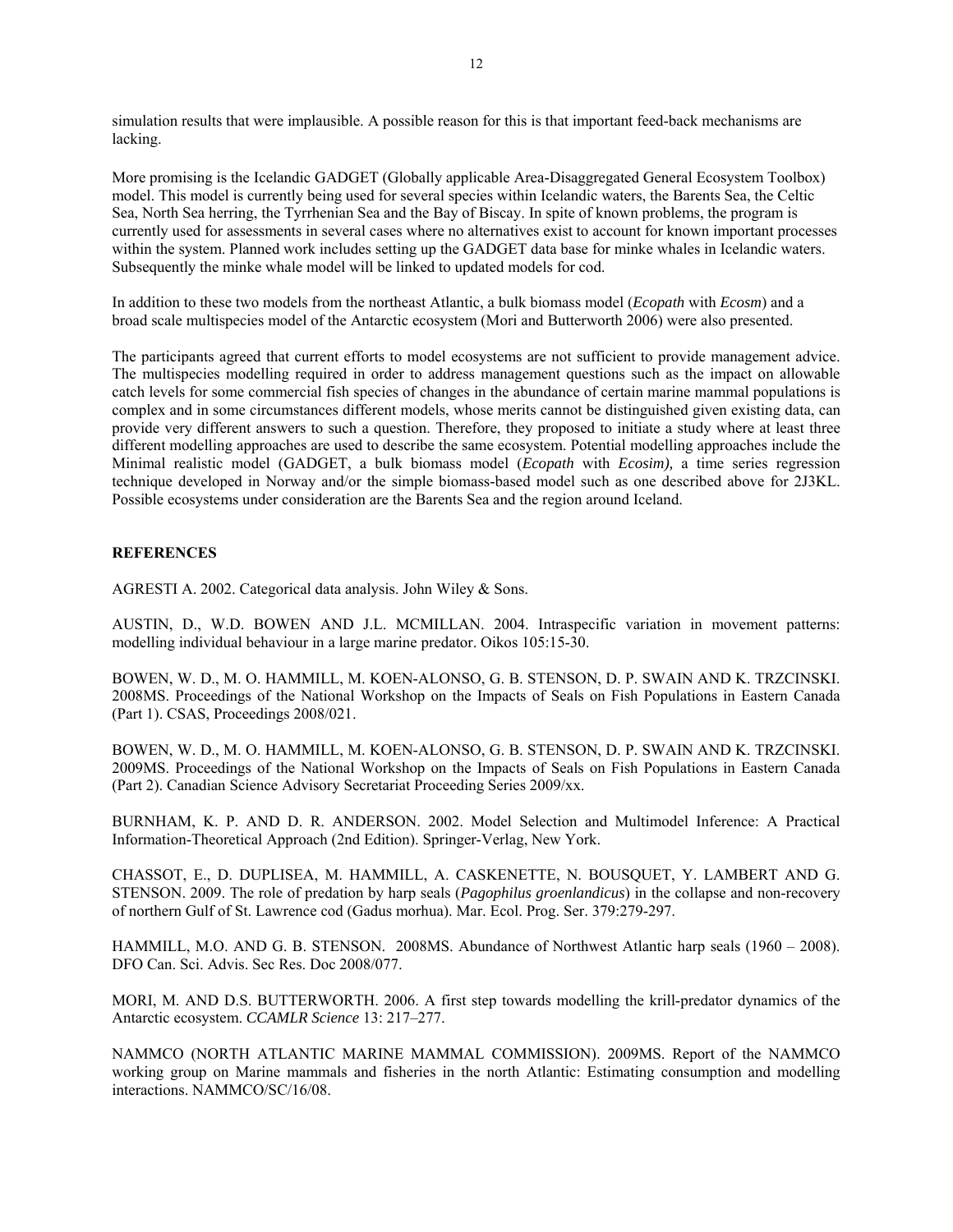simulation results that were implausible. A possible reason for this is that important feed-back mechanisms are lacking.

More promising is the Icelandic GADGET (Globally applicable Area-Disaggregated General Ecosystem Toolbox) model. This model is currently being used for several species within Icelandic waters, the Barents Sea, the Celtic Sea, North Sea herring, the Tyrrhenian Sea and the Bay of Biscay. In spite of known problems, the program is currently used for assessments in several cases where no alternatives exist to account for known important processes within the system. Planned work includes setting up the GADGET data base for minke whales in Icelandic waters. Subsequently the minke whale model will be linked to updated models for cod.

In addition to these two models from the northeast Atlantic, a bulk biomass model (*Ecopath* with *Ecosm*) and a broad scale multispecies model of the Antarctic ecosystem (Mori and Butterworth 2006) were also presented.

The participants agreed that current efforts to model ecosystems are not sufficient to provide management advice. The multispecies modelling required in order to address management questions such as the impact on allowable catch levels for some commercial fish species of changes in the abundance of certain marine mammal populations is complex and in some circumstances different models, whose merits cannot be distinguished given existing data, can provide very different answers to such a question. Therefore, they proposed to initiate a study where at least three different modelling approaches are used to describe the same ecosystem. Potential modelling approaches include the Minimal realistic model (GADGET, a bulk biomass model (*Ecopath* with *Ecosim),* a time series regression technique developed in Norway and/or the simple biomass-based model such as one described above for 2J3KL. Possible ecosystems under consideration are the Barents Sea and the region around Iceland.

## REFERENCES

AGRESTI A. 2002. Categorical data analysis. John Wiley & Sons.

AUSTIN, D., W.D. BOWEN AND J.L. MCMILLAN. 2004. Intraspecific variation in movement patterns: modelling individual behaviour in a large marine predator. Oikos 105:15-30.

BOWEN, W. D., M. O. HAMMILL, M. KOEN-ALONSO, G. B. STENSON, D. P. SWAIN AND K. TRZCINSKI. 2008MS. Proceedings of the National Workshop on the Impacts of Seals on Fish Populations in Eastern Canada (Part 1). CSAS, Proceedings 2008/021.

BOWEN, W. D., M. O. HAMMILL, M. KOEN-ALONSO, G. B. STENSON, D. P. SWAIN AND K. TRZCINSKI. 2009MS. Proceedings of the National Workshop on the Impacts of Seals on Fish Populations in Eastern Canada (Part 2). Canadian Science Advisory Secretariat Proceeding Series 2009/xx.

BURNHAM, K. P. AND D. R. ANDERSON. 2002. Model Selection and Multimodel Inference: A Practical Information-Theoretical Approach (2nd Edition). Springer-Verlag, New York.

CHASSOT, E., D. DUPLISEA, M. HAMMILL, A. CASKENETTE, N. BOUSQUET, Y. LAMBERT AND G. STENSON. 2009. The role of predation by harp seals (*Pagophilus groenlandicus*) in the collapse and non-recovery of northern Gulf of St. Lawrence cod (Gadus morhua). Mar. Ecol. Prog. Ser. 379:279-297.

HAMMILL, M.O. AND G. B. STENSON. 2008MS. Abundance of Northwest Atlantic harp seals (1960 – 2008). DFO Can. Sci. Advis. Sec Res. Doc 2008/077.

MORI, M. AND D.S. BUTTERWORTH. 2006. A first step towards modelling the krill-predator dynamics of the Antarctic ecosystem. *CCAMLR Science* 13: 217–277.

NAMMCO (NORTH ATLANTIC MARINE MAMMAL COMMISSION). 2009MS. Report of the NAMMCO working group on Marine mammals and fisheries in the north Atlantic: Estimating consumption and modelling interactions. NAMMCO/SC/16/08.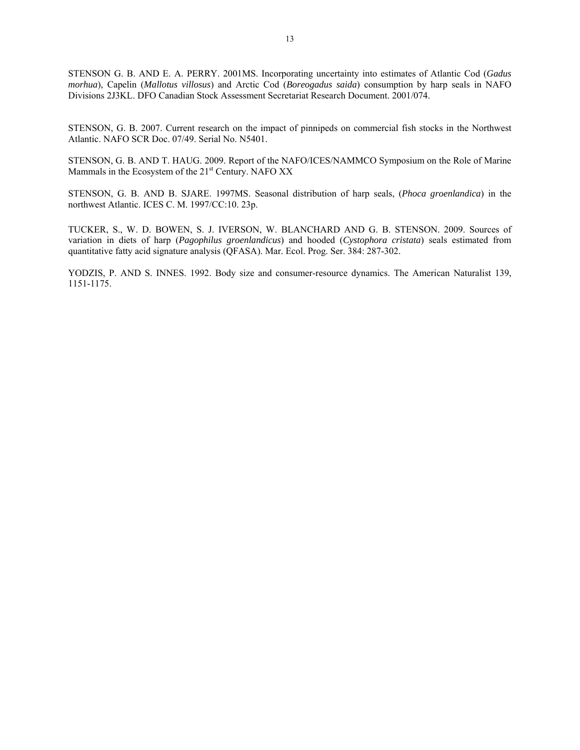STENSON G. B. AND E. A. PERRY. 2001MS. Incorporating uncertainty into estimates of Atlantic Cod (*Gadus morhua*), Capelin (*Mallotus villosus*) and Arctic Cod (*Boreogadus saida*) consumption by harp seals in NAFO Divisions 2J3KL. DFO Canadian Stock Assessment Secretariat Research Document. 2001/074.

STENSON, G. B. 2007. Current research on the impact of pinnipeds on commercial fish stocks in the Northwest Atlantic. NAFO SCR Doc. 07/49. Serial No. N5401.

STENSON, G. B. AND T. HAUG. 2009. Report of the NAFO/ICES/NAMMCO Symposium on the Role of Marine Mammals in the Ecosystem of the 21st Century. NAFO XX

STENSON, G. B. AND B. SJARE. 1997MS. Seasonal distribution of harp seals, (*Phoca groenlandica*) in the northwest Atlantic. ICES C. M. 1997/CC:10. 23p.

TUCKER, S., W. D. BOWEN, S. J. IVERSON, W. BLANCHARD AND G. B. STENSON. 2009. Sources of variation in diets of harp (*Pagophilus groenlandicus*) and hooded (*Cystophora cristata*) seals estimated from quantitative fatty acid signature analysis (QFASA). Mar. Ecol. Prog. Ser. 384: 287-302.

YODZIS, P. AND S. INNES. 1992. Body size and consumer-resource dynamics. The American Naturalist 139, 1151-1175.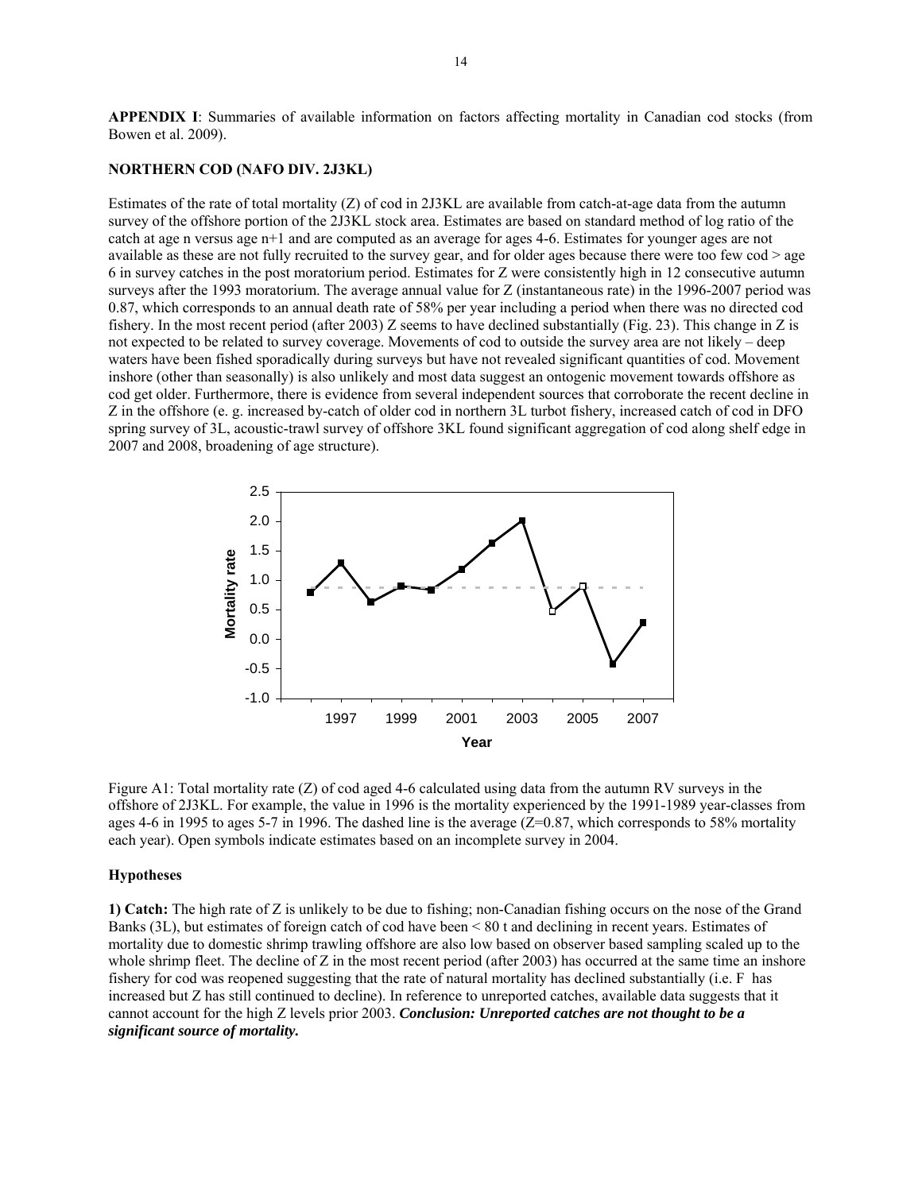**APPENDIX I**: Summaries of available information on factors affecting mortality in Canadian cod stocks (from Bowen et al. 2009).

**NORTHERN COD (NAFO DIV. 2J3KL)**

Estimates of the rate of total mortality (Z) of cod in 2J3KL are available from catch-at-age data from the autumn survey of the offshore portion of the 2J3KL stock area. Estimates are based on standard method of log ratio of the catch at age n versus age n+1 and are computed as an average for ages 4-6. Estimates for younger ages are not available as these are not fully recruited to the survey gear, and for older ages because there were too few cod > age 6 in survey catches in the post moratorium period. Estimates for Z were consistently high in 12 consecutive autumn surveys after the 1993 moratorium. The average annual value for Z (instantaneous rate) in the 1996-2007 period was 0.87, which corresponds to an annual death rate of 58% per year including a period when there was no directed cod fishery. In the most recent period (after 2003) Z seems to have declined substantially (Fig. 23). This change in Z is not expected to be related to survey coverage. Movements of cod to outside the survey area are not likely – deep waters have been fished sporadically during surveys but have not revealed significant quantities of cod. Movement inshore (other than seasonally) is also unlikely and most data suggest an ontogenic movement towards offshore as cod get older. Furthermore, there is evidence from several independent sources that corroborate the recent decline in Z in the offshore (e. g. increased by-catch of older cod in northern 3L turbot fishery, increased catch of cod in DFO spring survey of 3L, acoustic-trawl survey of offshore 3KL found significant aggregation of cod along shelf edge in 2007 and 2008, broadening of age structure).

Figure A1: Total mortality rate (Z) of cod aged 4-6 calculated using data from the autumn RV surveys in the offshore of 2J3KL. For example, the value in 1996 is the mortality experienced by the 1991-1989 year-classes from ages 4-6 in 1995 to ages 5-7 in 1996. The dashed line is the average (Z=0.87, which corresponds to 58% mortality each year). Open symbols indicate estimates based on an incomplete survey in 2004.

**Hypotheses**

**1) Catch:** The high rate of Z is unlikely to be due to fishing; non-Canadian fishing occurs on the nose of the Grand Banks (3L), but estimates of foreign catch of cod have been < 80 t and declining in recent years. Estimates of mortality due to domestic shrimp trawling offshore are also low based on observer based sampling scaled up to the whole shrimp fleet. The decline of Z in the most recent period (after 2003) has occurred at the same time an inshore fishery for cod was reopened suggesting that the rate of natural mortality has declined substantially (i.e. F has increased but Z has still continued to decline). In reference to unreported catches, available data suggests that it cannot account for the high Z levels prior 2003. ***Conclusion: Unreported catches are not thought to be a significant source of mortality.***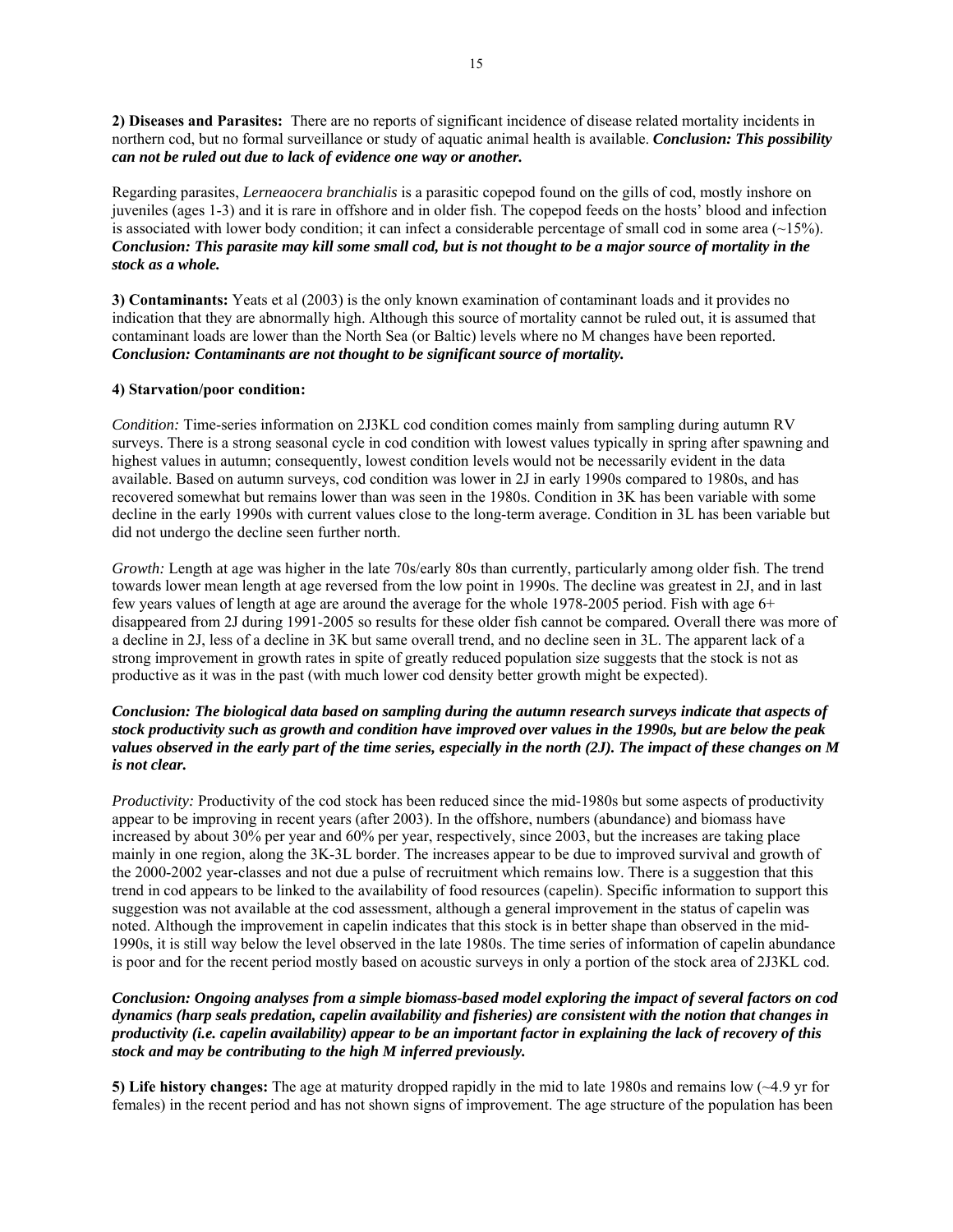**2) Diseases and Parasites:** There are no reports of significant incidence of disease related mortality incidents in northern cod, but no formal surveillance or study of aquatic animal health is available. ***Conclusion: This possibility can not be ruled out due to lack of evidence one way or another.***

Regarding parasites, *Lerneaocera branchialis* is a parasitic copepod found on the gills of cod, mostly inshore on juveniles (ages 1-3) and it is rare in offshore and in older fish. The copepod feeds on the hosts' blood and infection is associated with lower body condition; it can infect a considerable percentage of small cod in some area (~15%). ***Conclusion: This parasite may kill some small cod, but is not thought to be a major source of mortality in the stock as a whole.***

**3) Contaminants:** Yeats et al (2003) is the only known examination of contaminant loads and it provides no indication that they are abnormally high. Although this source of mortality cannot be ruled out, it is assumed that contaminant loads are lower than the North Sea (or Baltic) levels where no M changes have been reported. ***Conclusion: Contaminants are not thought to be significant source of mortality.***

**4) Starvation/poor condition:**

*Condition:* Time-series information on 2J3KL cod condition comes mainly from sampling during autumn RV surveys. There is a strong seasonal cycle in cod condition with lowest values typically in spring after spawning and highest values in autumn; consequently, lowest condition levels would not be necessarily evident in the data available. Based on autumn surveys, cod condition was lower in 2J in early 1990s compared to 1980s, and has recovered somewhat but remains lower than was seen in the 1980s. Condition in 3K has been variable with some decline in the early 1990s with current values close to the long-term average. Condition in 3L has been variable but did not undergo the decline seen further north.

*Growth:* Length at age was higher in the late 70s/early 80s than currently, particularly among older fish. The trend towards lower mean length at age reversed from the low point in 1990s. The decline was greatest in 2J, and in last few years values of length at age are around the average for the whole 1978-2005 period. Fish with age 6+ disappeared from 2J during 1991-2005 so results for these older fish cannot be compared. Overall there was more of a decline in 2J, less of a decline in 3K but same overall trend, and no decline seen in 3L. The apparent lack of a strong improvement in growth rates in spite of greatly reduced population size suggests that the stock is not as productive as it was in the past (with much lower cod density better growth might be expected).

***Conclusion: The biological data based on sampling during the autumn research surveys indicate that aspects of stock productivity such as growth and condition have improved over values in the 1990s, but are below the peak values observed in the early part of the time series, especially in the north (2J). The impact of these changes on M is not clear.***

*Productivity:* Productivity of the cod stock has been reduced since the mid-1980s but some aspects of productivity appear to be improving in recent years (after 2003). In the offshore, numbers (abundance) and biomass have increased by about 30% per year and 60% per year, respectively, since 2003, but the increases are taking place mainly in one region, along the 3K-3L border. The increases appear to be due to improved survival and growth of the 2000-2002 year-classes and not due a pulse of recruitment which remains low. There is a suggestion that this trend in cod appears to be linked to the availability of food resources (capelin). Specific information to support this suggestion was not available at the cod assessment, although a general improvement in the status of capelin was noted. Although the improvement in capelin indicates that this stock is in better shape than observed in the mid-1990s, it is still way below the level observed in the late 1980s. The time series of information of capelin abundance is poor and for the recent period mostly based on acoustic surveys in only a portion of the stock area of 2J3KL cod.

***Conclusion: Ongoing analyses from a simple biomass-based model exploring the impact of several factors on cod dynamics (harp seals predation, capelin availability and fisheries) are consistent with the notion that changes in productivity (i.e. capelin availability) appear to be an important factor in explaining the lack of recovery of this stock and may be contributing to the high M inferred previously.***

**5) Life history changes:** The age at maturity dropped rapidly in the mid to late 1980s and remains low (~4.9 yr for females) in the recent period and has not shown signs of improvement. The age structure of the population has been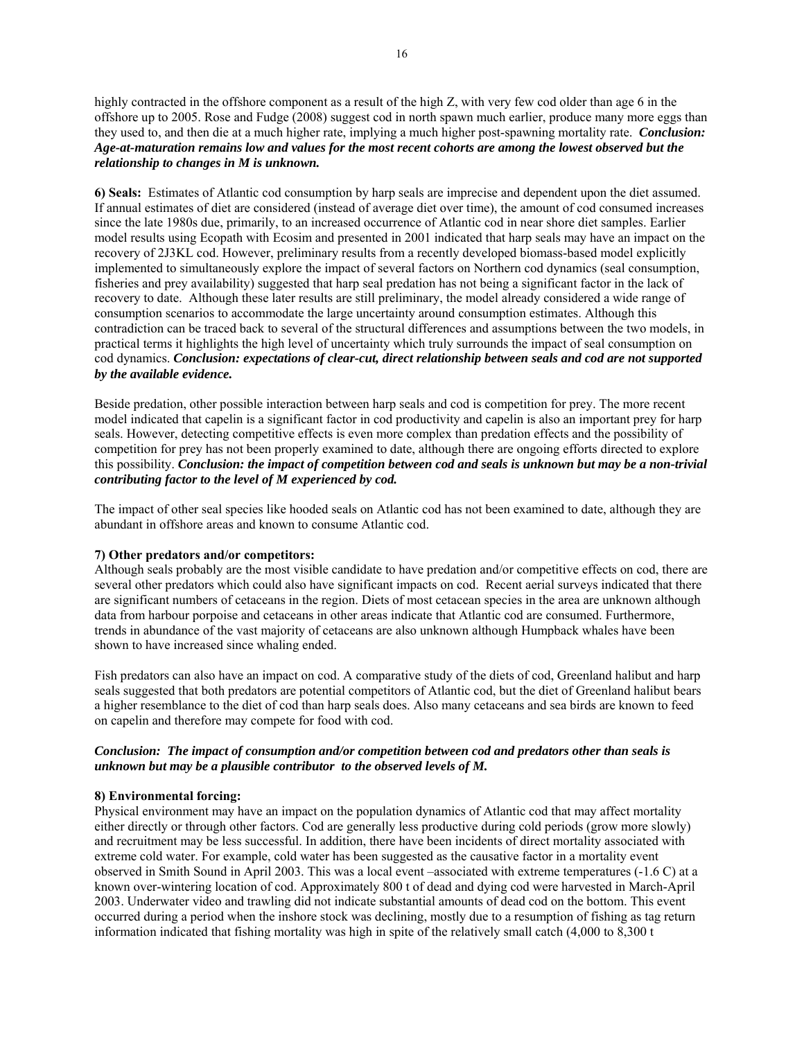highly contracted in the offshore component as a result of the high Z, with very few cod older than age 6 in the offshore up to 2005. Rose and Fudge (2008) suggest cod in north spawn much earlier, produce many more eggs than they used to, and then die at a much higher rate, implying a much higher post-spawning mortality rate. ***Conclusion: Age-at-maturation remains low and values for the most recent cohorts are among the lowest observed but the relationship to changes in M is unknown.***

**6) Seals:** Estimates of Atlantic cod consumption by harp seals are imprecise and dependent upon the diet assumed. If annual estimates of diet are considered (instead of average diet over time), the amount of cod consumed increases since the late 1980s due, primarily, to an increased occurrence of Atlantic cod in near shore diet samples. Earlier model results using Ecopath with Ecosim and presented in 2001 indicated that harp seals may have an impact on the recovery of 2J3KL cod. However, preliminary results from a recently developed biomass-based model explicitly implemented to simultaneously explore the impact of several factors on Northern cod dynamics (seal consumption, fisheries and prey availability) suggested that harp seal predation has not being a significant factor in the lack of recovery to date. Although these later results are still preliminary, the model already considered a wide range of consumption scenarios to accommodate the large uncertainty around consumption estimates. Although this contradiction can be traced back to several of the structural differences and assumptions between the two models, in practical terms it highlights the high level of uncertainty which truly surrounds the impact of seal consumption on cod dynamics. ***Conclusion: expectations of clear-cut, direct relationship between seals and cod are not supported by the available evidence.***

Beside predation, other possible interaction between harp seals and cod is competition for prey. The more recent model indicated that capelin is a significant factor in cod productivity and capelin is also an important prey for harp seals. However, detecting competitive effects is even more complex than predation effects and the possibility of competition for prey has not been properly examined to date, although there are ongoing efforts directed to explore this possibility. ***Conclusion: the impact of competition between cod and seals is unknown but may be a non-trivial contributing factor to the level of M experienced by cod.***

The impact of other seal species like hooded seals on Atlantic cod has not been examined to date, although they are abundant in offshore areas and known to consume Atlantic cod.

**7) Other predators and/or competitors:**
Although seals probably are the most visible candidate to have predation and/or competitive effects on cod, there are several other predators which could also have significant impacts on cod. Recent aerial surveys indicated that there are significant numbers of cetaceans in the region. Diets of most cetacean species in the area are unknown although data from harbour porpoise and cetaceans in other areas indicate that Atlantic cod are consumed. Furthermore, trends in abundance of the vast majority of cetaceans are also unknown although Humpback whales have been shown to have increased since whaling ended.

Fish predators can also have an impact on cod. A comparative study of the diets of cod, Greenland halibut and harp seals suggested that both predators are potential competitors of Atlantic cod, but the diet of Greenland halibut bears a higher resemblance to the diet of cod than harp seals does. Also many cetaceans and sea birds are known to feed on capelin and therefore may compete for food with cod.

***Conclusion: The impact of consumption and/or competition between cod and predators other than seals is unknown but may be a plausible contributor to the observed levels of M.***

**8) Environmental forcing:**
Physical environment may have an impact on the population dynamics of Atlantic cod that may affect mortality either directly or through other factors. Cod are generally less productive during cold periods (grow more slowly) and recruitment may be less successful. In addition, there have been incidents of direct mortality associated with extreme cold water. For example, cold water has been suggested as the causative factor in a mortality event observed in Smith Sound in April 2003. This was a local event –associated with extreme temperatures (-1.6 C) at a known over-wintering location of cod. Approximately 800 t of dead and dying cod were harvested in March-April 2003. Underwater video and trawling did not indicate substantial amounts of dead cod on the bottom. This event occurred during a period when the inshore stock was declining, mostly due to a resumption of fishing as tag return information indicated that fishing mortality was high in spite of the relatively small catch (4,000 to 8,300 t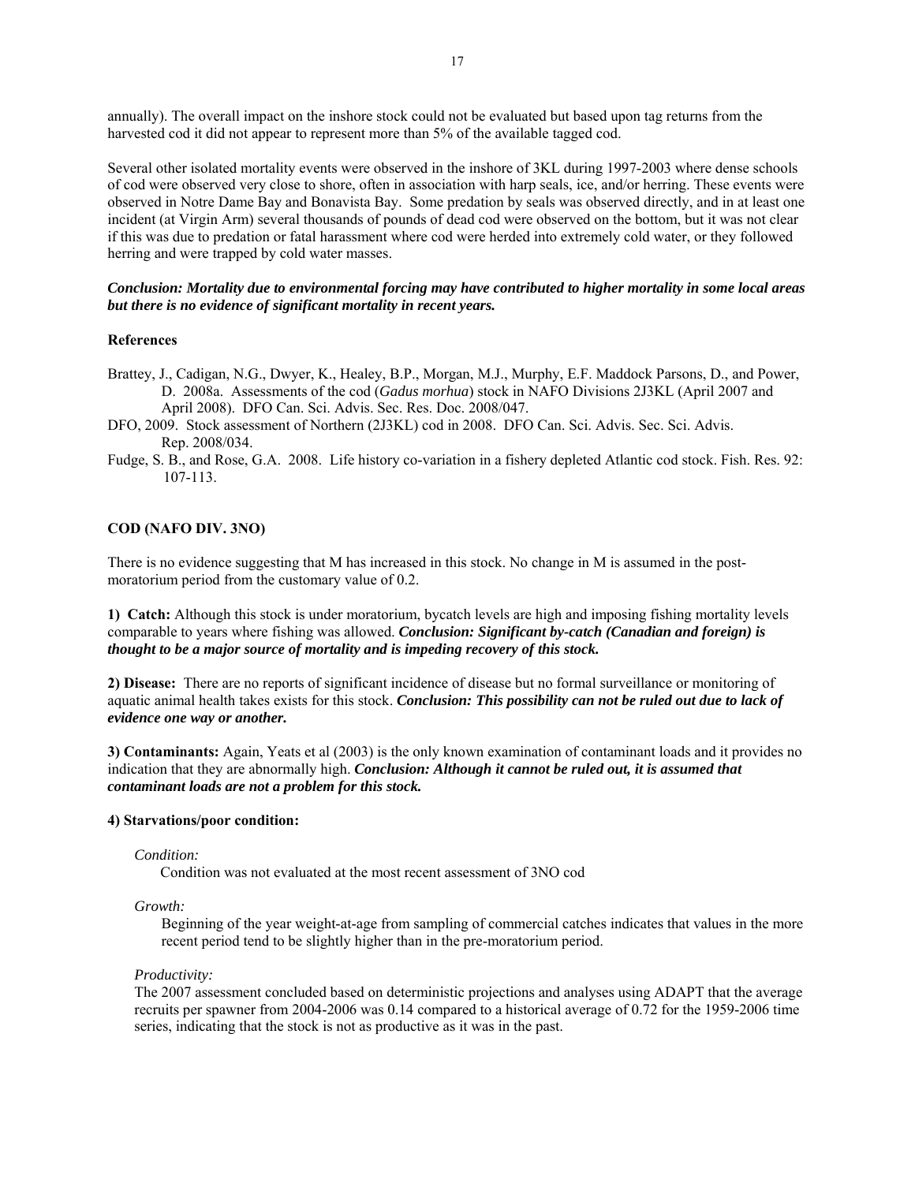annually). The overall impact on the inshore stock could not be evaluated but based upon tag returns from the harvested cod it did not appear to represent more than 5% of the available tagged cod.

Several other isolated mortality events were observed in the inshore of 3KL during 1997-2003 where dense schools of cod were observed very close to shore, often in association with harp seals, ice, and/or herring. These events were observed in Notre Dame Bay and Bonavista Bay. Some predation by seals was observed directly, and in at least one incident (at Virgin Arm) several thousands of pounds of dead cod were observed on the bottom, but it was not clear if this was due to predation or fatal harassment where cod were herded into extremely cold water, or they followed herring and were trapped by cold water masses.

***Conclusion: Mortality due to environmental forcing may have contributed to higher mortality in some local areas but there is no evidence of significant mortality in recent years.***

**References**

Brattey, J., Cadigan, N.G., Dwyer, K., Healey, B.P., Morgan, M.J., Murphy, E.F. Maddock Parsons, D., and Power, D. 2008a. Assessments of the cod (*Gadus morhua*) stock in NAFO Divisions 2J3KL (April 2007 and April 2008). DFO Can. Sci. Advis. Sec. Res. Doc. 2008/047.

DFO, 2009. Stock assessment of Northern (2J3KL) cod in 2008. DFO Can. Sci. Advis. Sec. Sci. Advis. Rep. 2008/034.

Fudge, S. B., and Rose, G.A. 2008. Life history co-variation in a fishery depleted Atlantic cod stock. Fish. Res. 92: 107-113.

**COD (NAFO DIV. 3NO)**

There is no evidence suggesting that M has increased in this stock. No change in M is assumed in the post-moratorium period from the customary value of 0.2.

**1) Catch:** Although this stock is under moratorium, bycatch levels are high and imposing fishing mortality levels comparable to years where fishing was allowed. ***Conclusion: Significant by-catch (Canadian and foreign) is thought to be a major source of mortality and is impeding recovery of this stock.***

**2) Disease:** There are no reports of significant incidence of disease but no formal surveillance or monitoring of aquatic animal health takes exists for this stock. ***Conclusion: This possibility can not be ruled out due to lack of evidence one way or another.***

**3) Contaminants:** Again, Yeats et al (2003) is the only known examination of contaminant loads and it provides no indication that they are abnormally high. ***Conclusion: Although it cannot be ruled out, it is assumed that contaminant loads are not a problem for this stock.***

**4) Starvations/poor condition:**

*Condition:*

Condition was not evaluated at the most recent assessment of 3NO cod

*Growth:*

Beginning of the year weight-at-age from sampling of commercial catches indicates that values in the more recent period tend to be slightly higher than in the pre-moratorium period.

*Productivity:*

The 2007 assessment concluded based on deterministic projections and analyses using ADAPT that the average recruits per spawner from 2004-2006 was 0.14 compared to a historical average of 0.72 for the 1959-2006 time series, indicating that the stock is not as productive as it was in the past.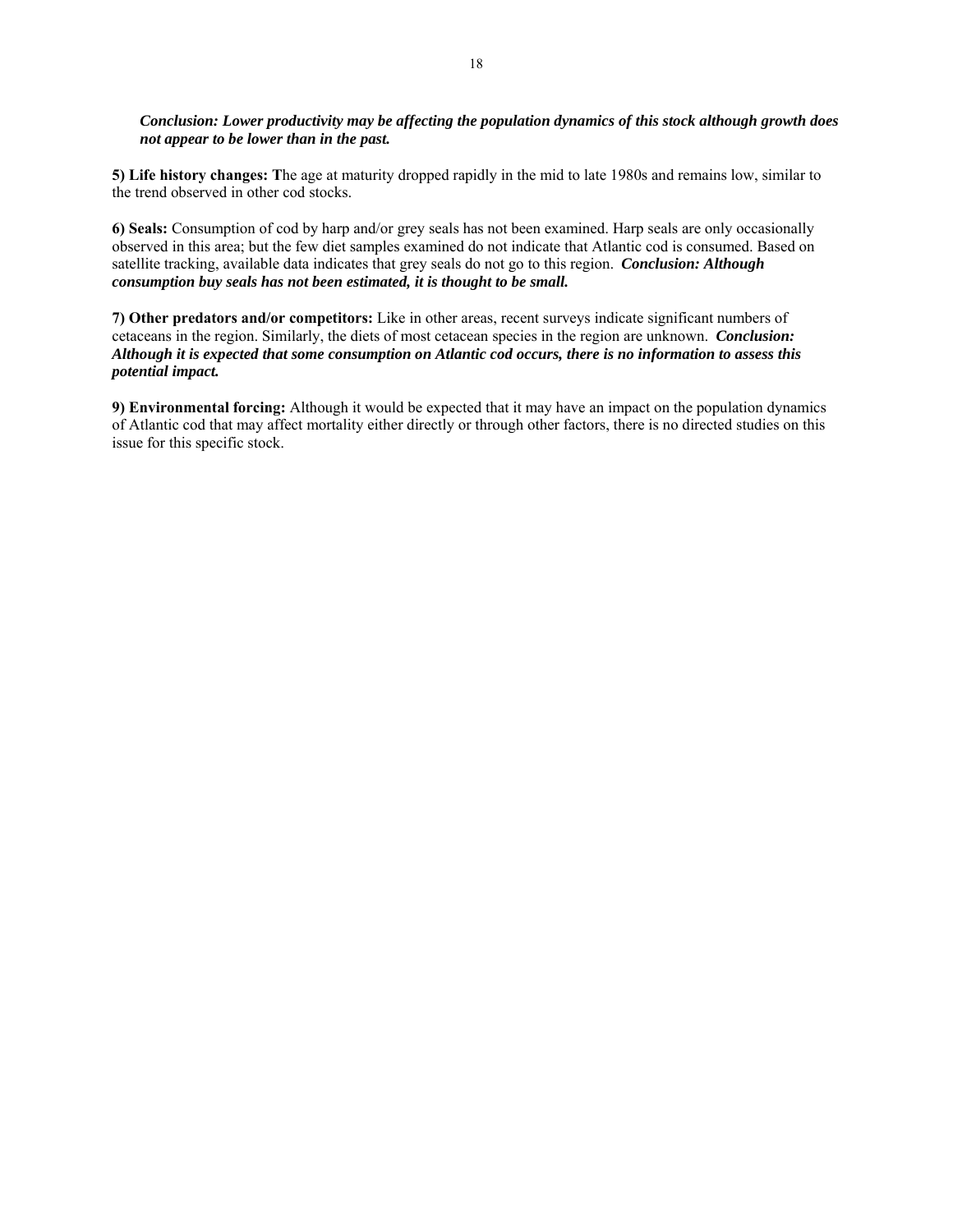***Conclusion: Lower productivity may be affecting the population dynamics of this stock although growth does not appear to be lower than in the past.***

**5) Life history changes: T**he age at maturity dropped rapidly in the mid to late 1980s and remains low, similar to the trend observed in other cod stocks.

**6) Seals:** Consumption of cod by harp and/or grey seals has not been examined. Harp seals are only occasionally observed in this area; but the few diet samples examined do not indicate that Atlantic cod is consumed. Based on satellite tracking, available data indicates that grey seals do not go to this region. ***Conclusion: Although consumption buy seals has not been estimated, it is thought to be small.***

**7) Other predators and/or competitors:** Like in other areas, recent surveys indicate significant numbers of cetaceans in the region. Similarly, the diets of most cetacean species in the region are unknown. ***Conclusion: Although it is expected that some consumption on Atlantic cod occurs, there is no information to assess this potential impact.***

**9) Environmental forcing:** Although it would be expected that it may have an impact on the population dynamics of Atlantic cod that may affect mortality either directly or through other factors, there is no directed studies on this issue for this specific stock.